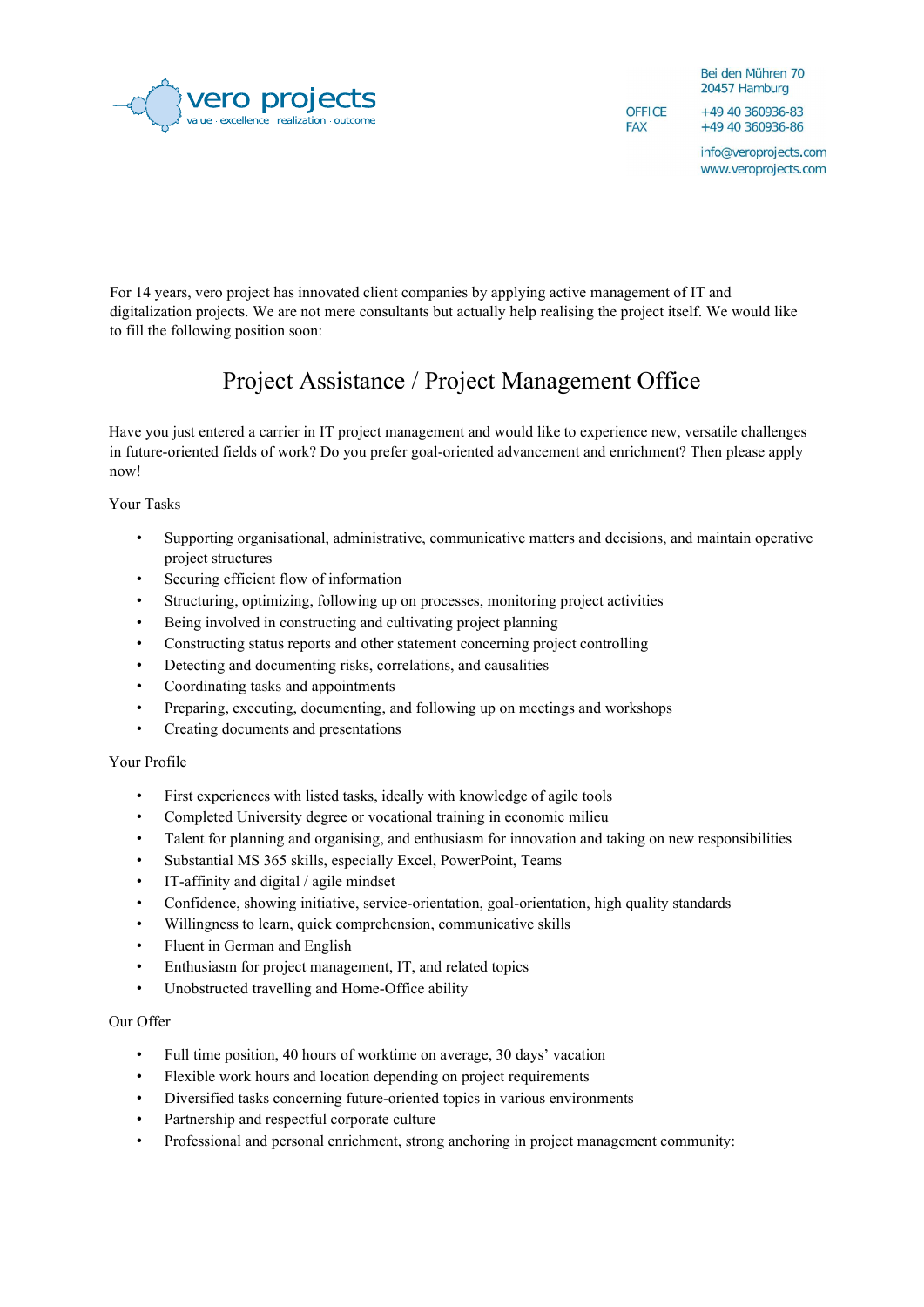vero projects
value · excellence · realization · outcome

Bei den Mühren 70
20457 Hamburg

OFFICE +49 40 360936-83
FAX +49 40 360936-86

info@veroprojects.com
www.veroprojects.com

For 14 years, vero project has innovated client companies by applying active management of IT and digitalization projects. We are not mere consultants but actually help realising the project itself. We would like to fill the following position soon:

# Project Assistance / Project Management Office

Have you just entered a carrier in IT project management and would like to experience new, versatile challenges in future-oriented fields of work? Do you prefer goal-oriented advancement and enrichment? Then please apply now!

Your Tasks

- Supporting organisational, administrative, communicative matters and decisions, and maintain operative project structures
- Securing efficient flow of information
- Structuring, optimizing, following up on processes, monitoring project activities
- Being involved in constructing and cultivating project planning
- Constructing status reports and other statement concerning project controlling
- Detecting and documenting risks, correlations, and causalities
- Coordinating tasks and appointments
- Preparing, executing, documenting, and following up on meetings and workshops
- Creating documents and presentations

Your Profile

- First experiences with listed tasks, ideally with knowledge of agile tools
- Completed University degree or vocational training in economic milieu
- Talent for planning and organising, and enthusiasm for innovation and taking on new responsibilities
- Substantial MS 365 skills, especially Excel, PowerPoint, Teams
- IT-affinity and digital / agile mindset
- Confidence, showing initiative, service-orientation, goal-orientation, high quality standards
- Willingness to learn, quick comprehension, communicative skills
- Fluent in German and English
- Enthusiasm for project management, IT, and related topics
- Unobstructed travelling and Home-Office ability

Our Offer

- Full time position, 40 hours of worktime on average, 30 days' vacation
- Flexible work hours and location depending on project requirements
- Diversified tasks concerning future-oriented topics in various environments
- Partnership and respectful corporate culture
- Professional and personal enrichment, strong anchoring in project management community: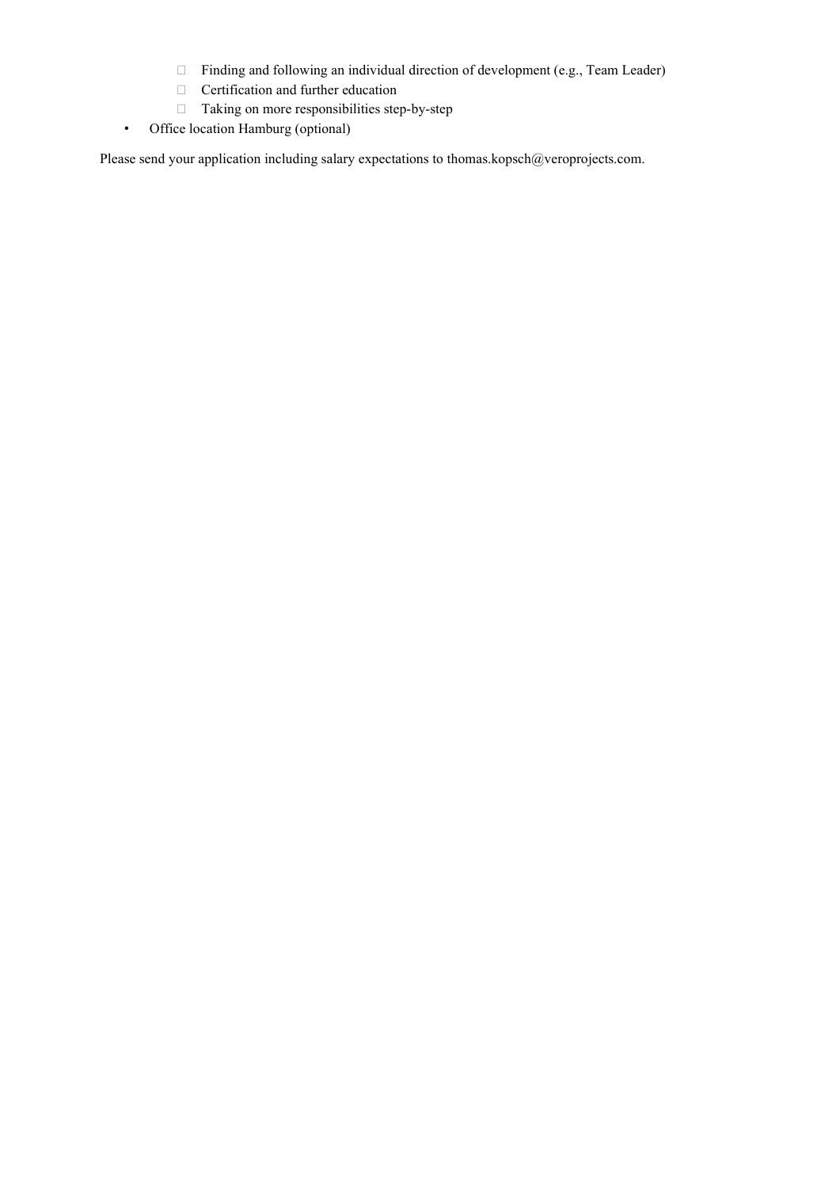- Finding and following an individual direction of development (e.g., Team Leader)
    - Certification and further education
    - Taking on more responsibilities step-by-step
- Office location Hamburg (optional)

Please send your application including salary expectations to thomas.kopsch@veroprojects.com.